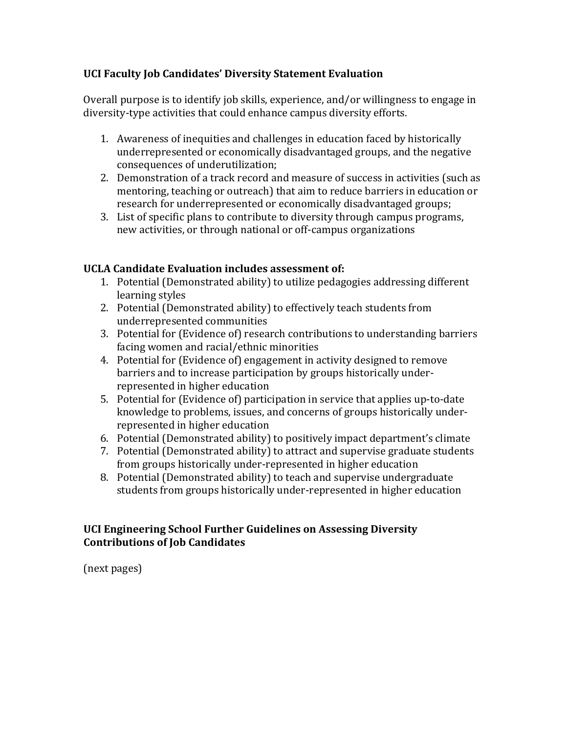**UCI Faculty Job Candidates' Diversity Statement Evaluation**

Overall purpose is to identify job skills, experience, and/or willingness to engage in diversity-type activities that could enhance campus diversity efforts.

1. Awareness of inequities and challenges in education faced by historically underrepresented or economically disadvantaged groups, and the negative consequences of underutilization;
2. Demonstration of a track record and measure of success in activities (such as mentoring, teaching or outreach) that aim to reduce barriers in education or research for underrepresented or economically disadvantaged groups;
3. List of specific plans to contribute to diversity through campus programs, new activities, or through national or off-campus organizations

**UCLA Candidate Evaluation includes assessment of:**

1. Potential (Demonstrated ability) to utilize pedagogies addressing different learning styles
2. Potential (Demonstrated ability) to effectively teach students from underrepresented communities
3. Potential for (Evidence of) research contributions to understanding barriers facing women and racial/ethnic minorities
4. Potential for (Evidence of) engagement in activity designed to remove barriers and to increase participation by groups historically under-represented in higher education
5. Potential for (Evidence of) participation in service that applies up-to-date knowledge to problems, issues, and concerns of groups historically under-represented in higher education
6. Potential (Demonstrated ability) to positively impact department's climate
7. Potential (Demonstrated ability) to attract and supervise graduate students from groups historically under-represented in higher education
8. Potential (Demonstrated ability) to teach and supervise undergraduate students from groups historically under-represented in higher education

**UCI Engineering School Further Guidelines on Assessing Diversity Contributions of Job Candidates**

(next pages)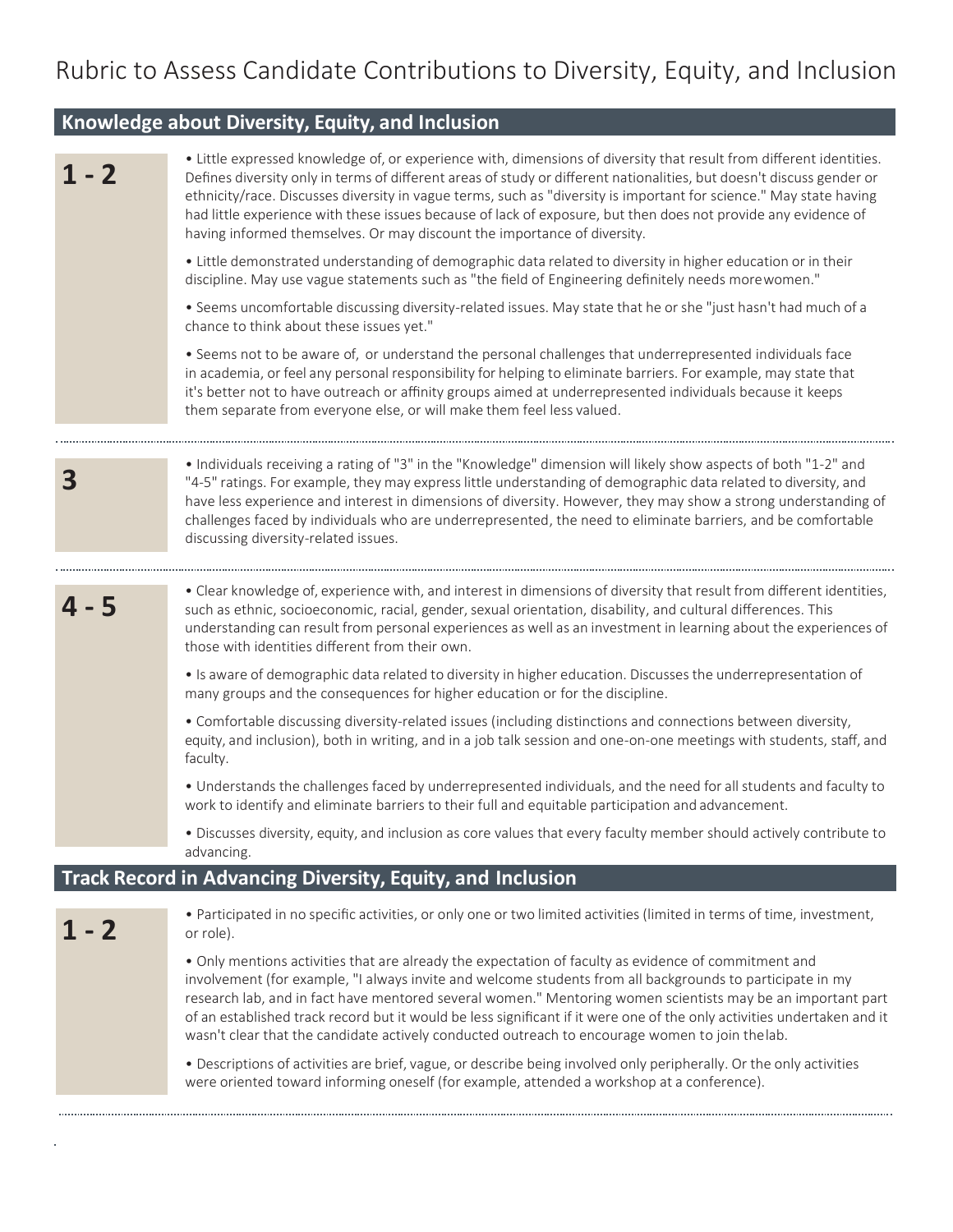# Rubric to Assess Candidate Contributions to Diversity, Equity, and Inclusion

## Knowledge about Diversity, Equity, and Inclusion

### 1 - 2

- Little expressed knowledge of, or experience with, dimensions of diversity that result from different identities. Defines diversity only in terms of different areas of study or different nationalities, but doesn't discuss gender or ethnicity/race. Discusses diversity in vague terms, such as "diversity is important for science." May state having had little experience with these issues because of lack of exposure, but then does not provide any evidence of having informed themselves. Or may discount the importance of diversity.
- Little demonstrated understanding of demographic data related to diversity in higher education or in their discipline. May use vague statements such as "the field of Engineering definitely needs morewomen."
- Seems uncomfortable discussing diversity-related issues. May state that he or she "just hasn't had much of a chance to think about these issues yet."
- Seems not to be aware of, or understand the personal challenges that underrepresented individuals face in academia, or feel any personal responsibility for helping to eliminate barriers. For example, may state that it's better not to have outreach or affinity groups aimed at underrepresented individuals because it keeps them separate from everyone else, or will make them feel less valued.

### 3

- Individuals receiving a rating of "3" in the "Knowledge" dimension will likely show aspects of both "1-2" and "4-5" ratings. For example, they may express little understanding of demographic data related to diversity, and have less experience and interest in dimensions of diversity. However, they may show a strong understanding of challenges faced by individuals who are underrepresented, the need to eliminate barriers, and be comfortable discussing diversity-related issues.

### 4 - 5

- Clear knowledge of, experience with, and interest in dimensions of diversity that result from different identities, such as ethnic, socioeconomic, racial, gender, sexual orientation, disability, and cultural differences. This understanding can result from personal experiences as well as an investment in learning about the experiences of those with identities different from their own.
- Is aware of demographic data related to diversity in higher education. Discusses the underrepresentation of many groups and the consequences for higher education or for the discipline.
- Comfortable discussing diversity-related issues (including distinctions and connections between diversity, equity, and inclusion), both in writing, and in a job talk session and one-on-one meetings with students, staff, and faculty.
- Understands the challenges faced by underrepresented individuals, and the need for all students and faculty to work to identify and eliminate barriers to their full and equitable participation and advancement.
- Discusses diversity, equity, and inclusion as core values that every faculty member should actively contribute to advancing.

## Track Record in Advancing Diversity, Equity, and Inclusion

### 1 - 2

- Participated in no specific activities, or only one or two limited activities (limited in terms of time, investment, or role).
- Only mentions activities that are already the expectation of faculty as evidence of commitment and involvement (for example, "I always invite and welcome students from all backgrounds to participate in my research lab, and in fact have mentored several women." Mentoring women scientists may be an important part of an established track record but it would be less significant if it were one of the only activities undertaken and it wasn't clear that the candidate actively conducted outreach to encourage women to join thelab.
- Descriptions of activities are brief, vague, or describe being involved only peripherally. Or the only activities were oriented toward informing oneself (for example, attended a workshop at a conference).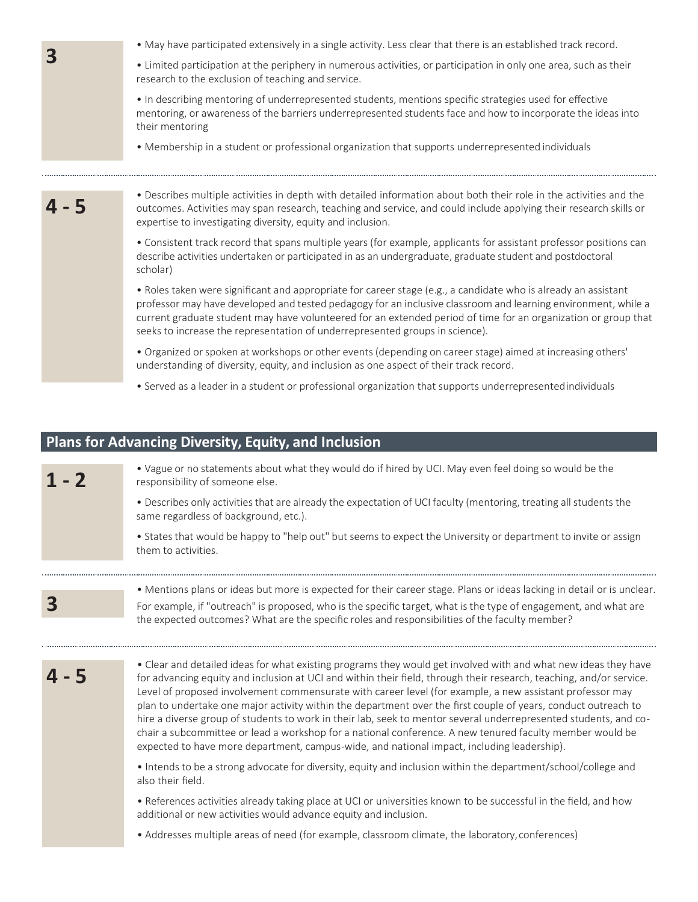**3**

- May have participated extensively in a single activity. Less clear that there is an established track record.
- Limited participation at the periphery in numerous activities, or participation in only one area, such as their research to the exclusion of teaching and service.
- In describing mentoring of underrepresented students, mentions specific strategies used for effective mentoring, or awareness of the barriers underrepresented students face and how to incorporate the ideas into their mentoring
- Membership in a student or professional organization that supports underrepresented individuals

**4 - 5**

- Describes multiple activities in depth with detailed information about both their role in the activities and the outcomes. Activities may span research, teaching and service, and could include applying their research skills or expertise to investigating diversity, equity and inclusion.
- Consistent track record that spans multiple years (for example, applicants for assistant professor positions can describe activities undertaken or participated in as an undergraduate, graduate student and postdoctoral scholar)
- Roles taken were significant and appropriate for career stage (e.g., a candidate who is already an assistant professor may have developed and tested pedagogy for an inclusive classroom and learning environment, while a current graduate student may have volunteered for an extended period of time for an organization or group that seeks to increase the representation of underrepresented groups in science).
- Organized or spoken at workshops or other events (depending on career stage) aimed at increasing others' understanding of diversity, equity, and inclusion as one aspect of their track record.
- Served as a leader in a student or professional organization that supports underrepresented individuals

## Plans for Advancing Diversity, Equity, and Inclusion

**1 - 2**

- Vague or no statements about what they would do if hired by UCI. May even feel doing so would be the responsibility of someone else.
- Describes only activities that are already the expectation of UCI faculty (mentoring, treating all students the same regardless of background, etc.).
- States that would be happy to "help out" but seems to expect the University or department to invite or assign them to activities.

**3**

- Mentions plans or ideas but more is expected for their career stage. Plans or ideas lacking in detail or is unclear. For example, if "outreach" is proposed, who is the specific target, what is the type of engagement, and what are the expected outcomes? What are the specific roles and responsibilities of the faculty member?

**4 - 5**

- Clear and detailed ideas for what existing programs they would get involved with and what new ideas they have for advancing equity and inclusion at UCI and within their field, through their research, teaching, and/or service. Level of proposed involvement commensurate with career level (for example, a new assistant professor may plan to undertake one major activity within the department over the first couple of years, conduct outreach to hire a diverse group of students to work in their lab, seek to mentor several underrepresented students, and co-chair a subcommittee or lead a workshop for a national conference. A new tenured faculty member would be expected to have more department, campus-wide, and national impact, including leadership).
- Intends to be a strong advocate for diversity, equity and inclusion within the department/school/college and also their field.
- References activities already taking place at UCI or universities known to be successful in the field, and how additional or new activities would advance equity and inclusion.
- Addresses multiple areas of need (for example, classroom climate, the laboratory, conferences)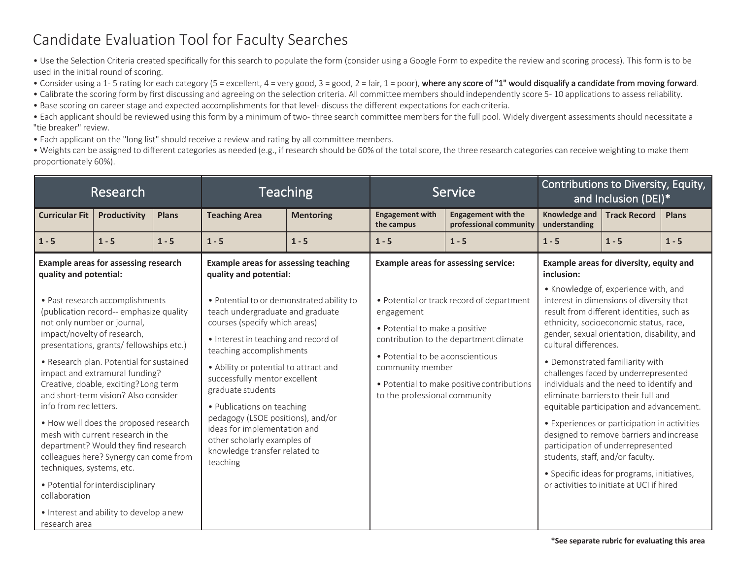# Candidate Evaluation Tool for Faculty Searches

- Use the Selection Criteria created specifically for this search to populate the form (consider using a Google Form to expedite the review and scoring process). This form is to be used in the initial round of scoring.
- Consider using a 1- 5 rating for each category (5 = excellent, 4 = very good, 3 = good, 2 = fair, 1 = poor), **where any score of "1" would disqualify a candidate from moving forward**.
- Calibrate the scoring form by first discussing and agreeing on the selection criteria. All committee members should independently score 5- 10 applications to assess reliability.
- Base scoring on career stage and expected accomplishments for that level- discuss the different expectations for each criteria.
- Each applicant should be reviewed using this form by a minimum of two- three search committee members for the full pool. Widely divergent assessments should necessitate a "tie breaker" review.
- Each applicant on the "long list" should receive a review and rating by all committee members.
- Weights can be assigned to different categories as needed (e.g., if research should be 60% of the total score, the three research categories can receive weighting to make them proportionately 60%).

| Research | | | Teaching | | Service | | Contributions to Diversity, Equity, and Inclusion (DEI)* | | |
|---|---|---|---|---|---|---|---|---|---|
| **Curricular Fit** | **Productivity** | **Plans** | **Teaching Area** | **Mentoring** | **Engagement with the campus** | **Engagement with the professional community** | **Knowledge and understanding** | **Track Record** | **Plans** |
| **1 - 5** | **1 - 5** | **1 - 5** | **1 - 5** | **1 - 5** | **1 - 5** | **1 - 5** | **1 - 5** | **1 - 5** | **1 - 5** |

**Example areas for assessing research quality and potential:**

- Past research accomplishments (publication record-- emphasize quality not only number or journal, impact/novelty of research, presentations, grants/ fellowships etc.)
- Research plan. Potential for sustained impact and extramural funding? Creative, doable, exciting? Long term and short-term vision? Also consider info from rec letters.
- How well does the proposed research mesh with current research in the department? Would they find research colleagues here? Synergy can come from techniques, systems, etc.
- Potential for interdisciplinary collaboration
- Interest and ability to develop a new research area

**Example areas for assessing teaching quality and potential:**

- Potential to or demonstrated ability to teach undergraduate and graduate courses (specify which areas)
- Interest in teaching and record of teaching accomplishments
- Ability or potential to attract and successfully mentor excellent graduate students
- Publications on teaching pedagogy (LSOE positions), and/or ideas for implementation and other scholarly examples of knowledge transfer related to teaching

**Example areas for assessing service:**

- Potential or track record of department engagement
- Potential to make a positive contribution to the department climate
- Potential to be a conscientious community member
- Potential to make positive contributions to the professional community

**Example areas for diversity, equity and inclusion:**

- Knowledge of, experience with, and interest in dimensions of diversity that result from different identities, such as ethnicity, socioeconomic status, race, gender, sexual orientation, disability, and cultural differences.
- Demonstrated familiarity with challenges faced by underrepresented individuals and the need to identify and eliminate barriers to their full and equitable participation and advancement.
- Experiences or participation in activities designed to remove barriers and increase participation of underrepresented students, staff, and/or faculty.
- Specific ideas for programs, initiatives, or activities to initiate at UCI if hired

**\*See separate rubric for evaluating this area**